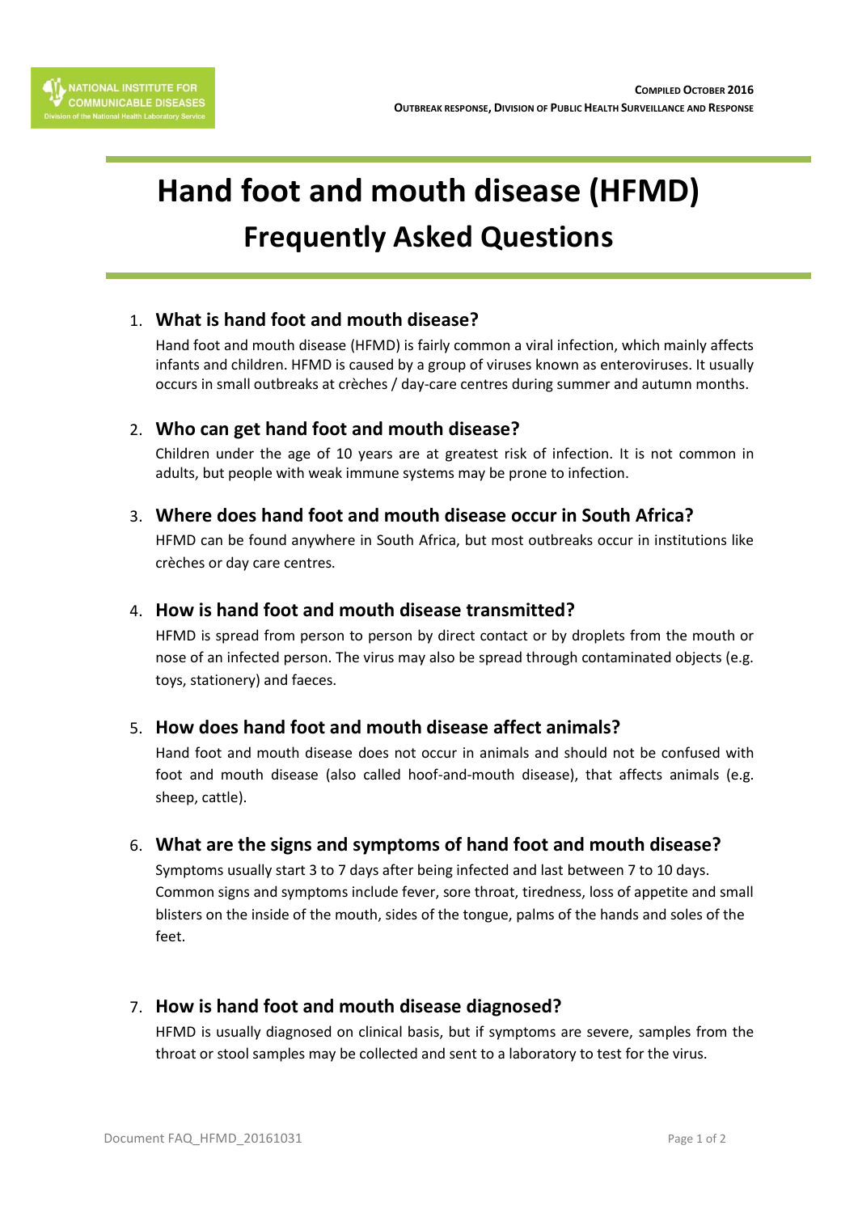NATIONAL INSTITUTE FOR COMMUNICABLE DISEASES
Division of the National Health Laboratory Service

**COMPILED OCTOBER 2016**
**OUTBREAK RESPONSE, DIVISION OF PUBLIC HEALTH SURVEILLANCE AND RESPONSE**

# Hand foot and mouth disease (HFMD)
## Frequently Asked Questions

1. **What is hand foot and mouth disease?**

   Hand foot and mouth disease (HFMD) is fairly common a viral infection, which mainly affects infants and children. HFMD is caused by a group of viruses known as enteroviruses. It usually occurs in small outbreaks at crèches / day-care centres during summer and autumn months.

2. **Who can get hand foot and mouth disease?**

   Children under the age of 10 years are at greatest risk of infection. It is not common in adults, but people with weak immune systems may be prone to infection.

3. **Where does hand foot and mouth disease occur in South Africa?**

   HFMD can be found anywhere in South Africa, but most outbreaks occur in institutions like crèches or day care centres.

4. **How is hand foot and mouth disease transmitted?**

   HFMD is spread from person to person by direct contact or by droplets from the mouth or nose of an infected person. The virus may also be spread through contaminated objects (e.g. toys, stationery) and faeces.

5. **How does hand foot and mouth disease affect animals?**

   Hand foot and mouth disease does not occur in animals and should not be confused with foot and mouth disease (also called hoof-and-mouth disease), that affects animals (e.g. sheep, cattle).

6. **What are the signs and symptoms of hand foot and mouth disease?**

   Symptoms usually start 3 to 7 days after being infected and last between 7 to 10 days. Common signs and symptoms include fever, sore throat, tiredness, loss of appetite and small blisters on the inside of the mouth, sides of the tongue, palms of the hands and soles of the feet.

7. **How is hand foot and mouth disease diagnosed?**

   HFMD is usually diagnosed on clinical basis, but if symptoms are severe, samples from the throat or stool samples may be collected and sent to a laboratory to test for the virus.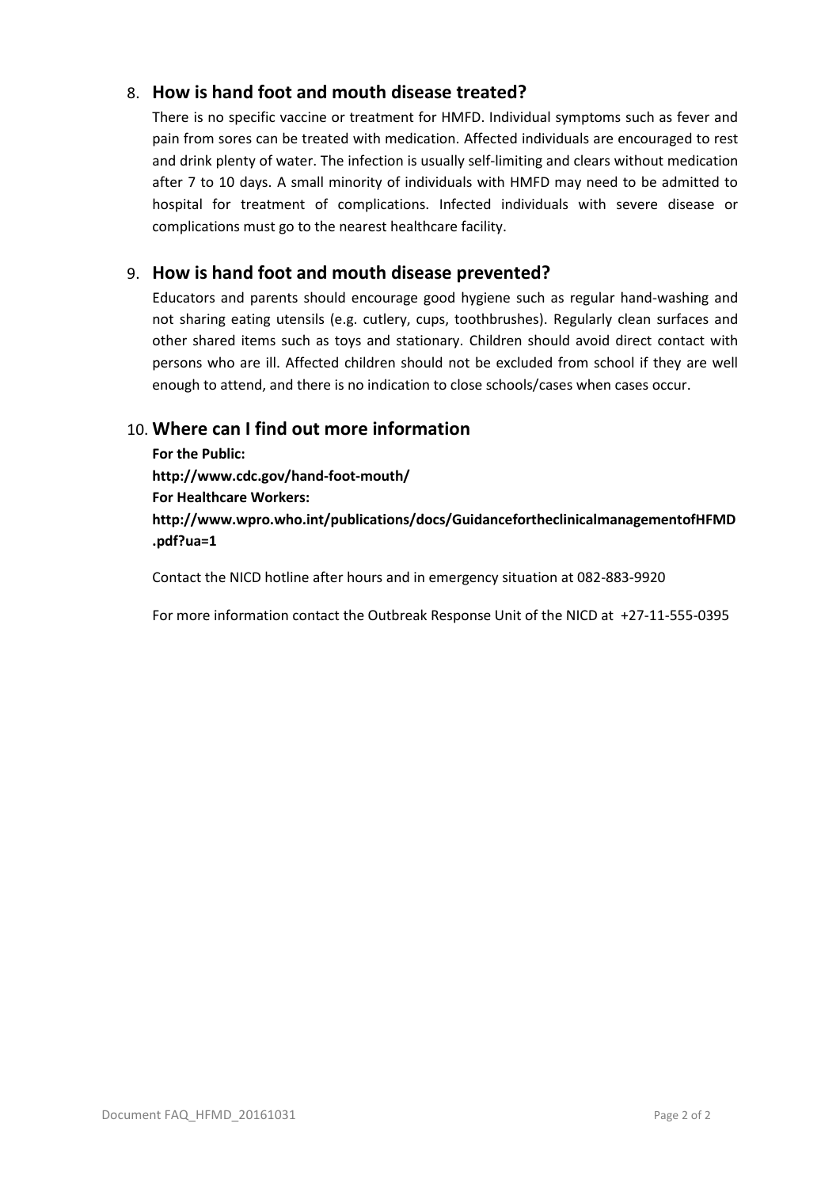## 8. How is hand foot and mouth disease treated?

There is no specific vaccine or treatment for HMFD. Individual symptoms such as fever and pain from sores can be treated with medication. Affected individuals are encouraged to rest and drink plenty of water. The infection is usually self-limiting and clears without medication after 7 to 10 days. A small minority of individuals with HMFD may need to be admitted to hospital for treatment of complications. Infected individuals with severe disease or complications must go to the nearest healthcare facility.

## 9. How is hand foot and mouth disease prevented?

Educators and parents should encourage good hygiene such as regular hand-washing and not sharing eating utensils (e.g. cutlery, cups, toothbrushes). Regularly clean surfaces and other shared items such as toys and stationary. Children should avoid direct contact with persons who are ill. Affected children should not be excluded from school if they are well enough to attend, and there is no indication to close schools/cases when cases occur.

## 10. Where can I find out more information

**For the Public:**
**http://www.cdc.gov/hand-foot-mouth/**
**For Healthcare Workers:**
**http://www.wpro.who.int/publications/docs/GuidancefortheclinicalmanagementofHFMD.pdf?ua=1**

Contact the NICD hotline after hours and in emergency situation at 082-883-9920

For more information contact the Outbreak Response Unit of the NICD at +27-11-555-0395

Document FAQ_HFMD_20161031